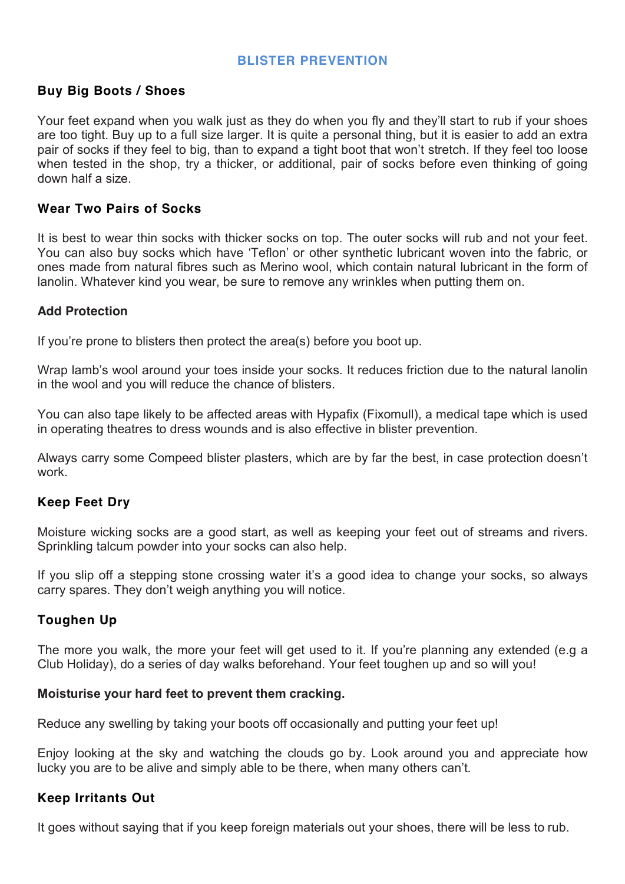## BLISTER PREVENTION

### Buy Big Boots / Shoes

Your feet expand when you walk just as they do when you fly and they'll start to rub if your shoes are too tight. Buy up to a full size larger. It is quite a personal thing, but it is easier to add an extra pair of socks if they feel to big, than to expand a tight boot that won't stretch. If they feel too loose when tested in the shop, try a thicker, or additional, pair of socks before even thinking of going down half a size.

### Wear Two Pairs of Socks

It is best to wear thin socks with thicker socks on top. The outer socks will rub and not your feet. You can also buy socks which have 'Teflon' or other synthetic lubricant woven into the fabric, or ones made from natural fibres such as Merino wool, which contain natural lubricant in the form of lanolin. Whatever kind you wear, be sure to remove any wrinkles when putting them on.

### Add Protection

If you're prone to blisters then protect the area(s) before you boot up.

Wrap lamb's wool around your toes inside your socks. It reduces friction due to the natural lanolin in the wool and you will reduce the chance of blisters.

You can also tape likely to be affected areas with Hypafix (Fixomull), a medical tape which is used in operating theatres to dress wounds and is also effective in blister prevention.

Always carry some Compeed blister plasters, which are by far the best, in case protection doesn't work.

### Keep Feet Dry

Moisture wicking socks are a good start, as well as keeping your feet out of streams and rivers. Sprinkling talcum powder into your socks can also help.

If you slip off a stepping stone crossing water it's a good idea to change your socks, so always carry spares. They don't weigh anything you will notice.

### Toughen Up

The more you walk, the more your feet will get used to it. If you're planning any extended (e.g a Club Holiday), do a series of day walks beforehand. Your feet toughen up and so will you!

**Moisturise your hard feet to prevent them cracking.**

Reduce any swelling by taking your boots off occasionally and putting your feet up!

Enjoy looking at the sky and watching the clouds go by. Look around you and appreciate how lucky you are to be alive and simply able to be there, when many others can't.

### Keep Irritants Out

It goes without saying that if you keep foreign materials out your shoes, there will be less to rub.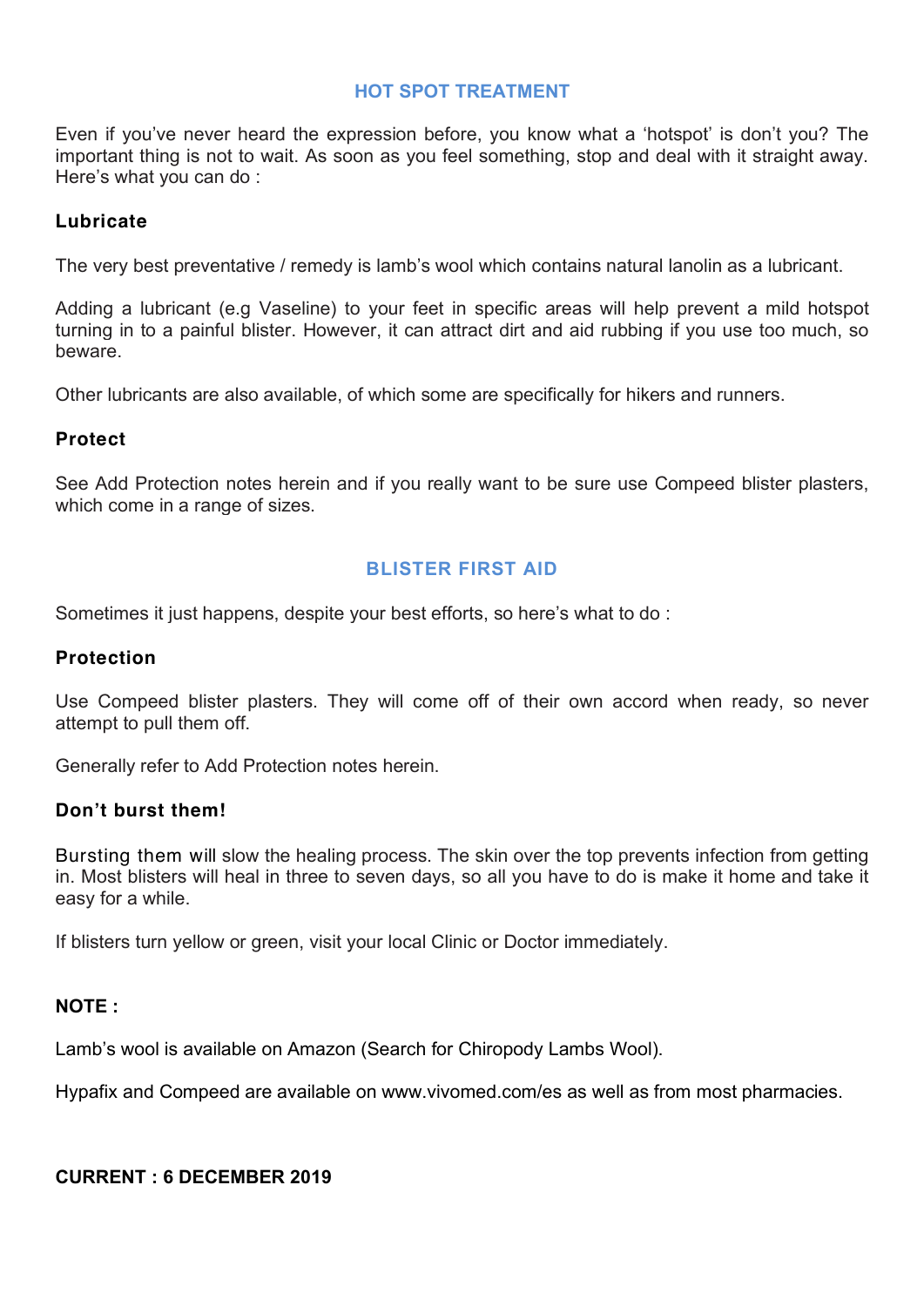## HOT SPOT TREATMENT

Even if you've never heard the expression before, you know what a 'hotspot' is don't you? The important thing is not to wait. As soon as you feel something, stop and deal with it straight away. Here's what you can do :

### Lubricate

The very best preventative / remedy is lamb's wool which contains natural lanolin as a lubricant.

Adding a lubricant (e.g Vaseline) to your feet in specific areas will help prevent a mild hotspot turning in to a painful blister. However, it can attract dirt and aid rubbing if you use too much, so beware.

Other lubricants are also available, of which some are specifically for hikers and runners.

### Protect

See Add Protection notes herein and if you really want to be sure use Compeed blister plasters, which come in a range of sizes.

## BLISTER FIRST AID

Sometimes it just happens, despite your best efforts, so here's what to do :

### Protection

Use Compeed blister plasters. They will come off of their own accord when ready, so never attempt to pull them off.

Generally refer to Add Protection notes herein.

### Don't burst them!

Bursting them will slow the healing process. The skin over the top prevents infection from getting in. Most blisters will heal in three to seven days, so all you have to do is make it home and take it easy for a while.

If blisters turn yellow or green, visit your local Clinic or Doctor immediately.

**NOTE :**

Lamb's wool is available on Amazon (Search for Chiropody Lambs Wool).

Hypafix and Compeed are available on www.vivomed.com/es as well as from most pharmacies.

**CURRENT : 6 DECEMBER 2019**